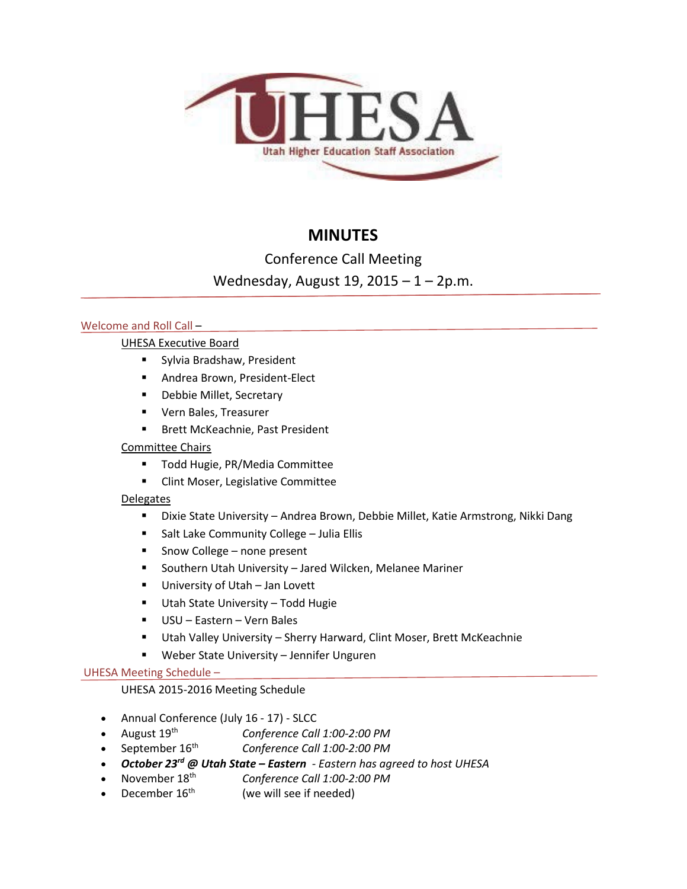UHESA

Utah Higher Education Staff Association

# MINUTES

Conference Call Meeting

Wednesday, August 19, 2015 – 1 – 2p.m.

## Welcome and Roll Call –

UHESA Executive Board

- Sylvia Bradshaw, President
- Andrea Brown, President-Elect
- Debbie Millet, Secretary
- Vern Bales, Treasurer
- Brett McKeachnie, Past President

Committee Chairs

- Todd Hugie, PR/Media Committee
- Clint Moser, Legislative Committee

Delegates

- Dixie State University – Andrea Brown, Debbie Millet, Katie Armstrong, Nikki Dang
- Salt Lake Community College – Julia Ellis
- Snow College – none present
- Southern Utah University – Jared Wilcken, Melanee Mariner
- University of Utah – Jan Lovett
- Utah State University – Todd Hugie
- USU – Eastern – Vern Bales
- Utah Valley University – Sherry Harward, Clint Moser, Brett McKeachnie
- Weber State University – Jennifer Unguren

## UHESA Meeting Schedule –

UHESA 2015-2016 Meeting Schedule

- Annual Conference (July 16 - 17) - SLCC
- August 19th *Conference Call 1:00-2:00 PM*
- September 16th *Conference Call 1:00-2:00 PM*
- ***October 23rd @ Utah State – Eastern*** *- Eastern has agreed to host UHESA*
- November 18th *Conference Call 1:00-2:00 PM*
- December 16th (we will see if needed)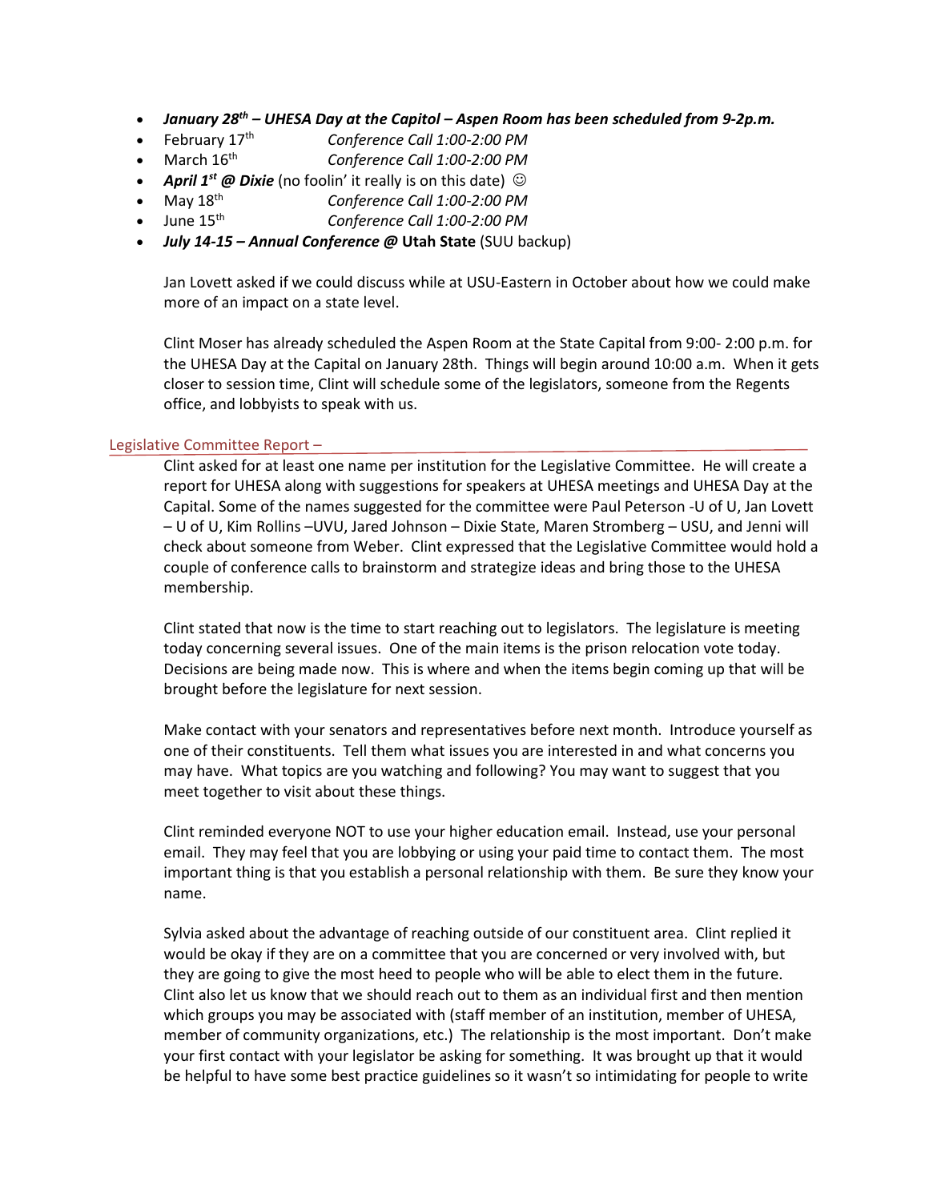- ***January 28th – UHESA Day at the Capitol – Aspen Room has been scheduled from 9-2p.m.***
- February 17th *Conference Call 1:00-2:00 PM*
- March 16th *Conference Call 1:00-2:00 PM*
- ***April 1st @ Dixie*** (no foolin' it really is on this date) ☺
- May 18th *Conference Call 1:00-2:00 PM*
- June 15th *Conference Call 1:00-2:00 PM*
- ***July 14-15 – Annual Conference @* Utah State** (SUU backup)

Jan Lovett asked if we could discuss while at USU-Eastern in October about how we could make more of an impact on a state level.

Clint Moser has already scheduled the Aspen Room at the State Capital from 9:00- 2:00 p.m. for the UHESA Day at the Capital on January 28th. Things will begin around 10:00 a.m. When it gets closer to session time, Clint will schedule some of the legislators, someone from the Regents office, and lobbyists to speak with us.

## Legislative Committee Report –

Clint asked for at least one name per institution for the Legislative Committee. He will create a report for UHESA along with suggestions for speakers at UHESA meetings and UHESA Day at the Capital. Some of the names suggested for the committee were Paul Peterson -U of U, Jan Lovett – U of U, Kim Rollins –UVU, Jared Johnson – Dixie State, Maren Stromberg – USU, and Jenni will check about someone from Weber. Clint expressed that the Legislative Committee would hold a couple of conference calls to brainstorm and strategize ideas and bring those to the UHESA membership.

Clint stated that now is the time to start reaching out to legislators. The legislature is meeting today concerning several issues. One of the main items is the prison relocation vote today. Decisions are being made now. This is where and when the items begin coming up that will be brought before the legislature for next session.

Make contact with your senators and representatives before next month. Introduce yourself as one of their constituents. Tell them what issues you are interested in and what concerns you may have. What topics are you watching and following? You may want to suggest that you meet together to visit about these things.

Clint reminded everyone NOT to use your higher education email. Instead, use your personal email. They may feel that you are lobbying or using your paid time to contact them. The most important thing is that you establish a personal relationship with them. Be sure they know your name.

Sylvia asked about the advantage of reaching outside of our constituent area. Clint replied it would be okay if they are on a committee that you are concerned or very involved with, but they are going to give the most heed to people who will be able to elect them in the future. Clint also let us know that we should reach out to them as an individual first and then mention which groups you may be associated with (staff member of an institution, member of UHESA, member of community organizations, etc.) The relationship is the most important. Don't make your first contact with your legislator be asking for something. It was brought up that it would be helpful to have some best practice guidelines so it wasn't so intimidating for people to write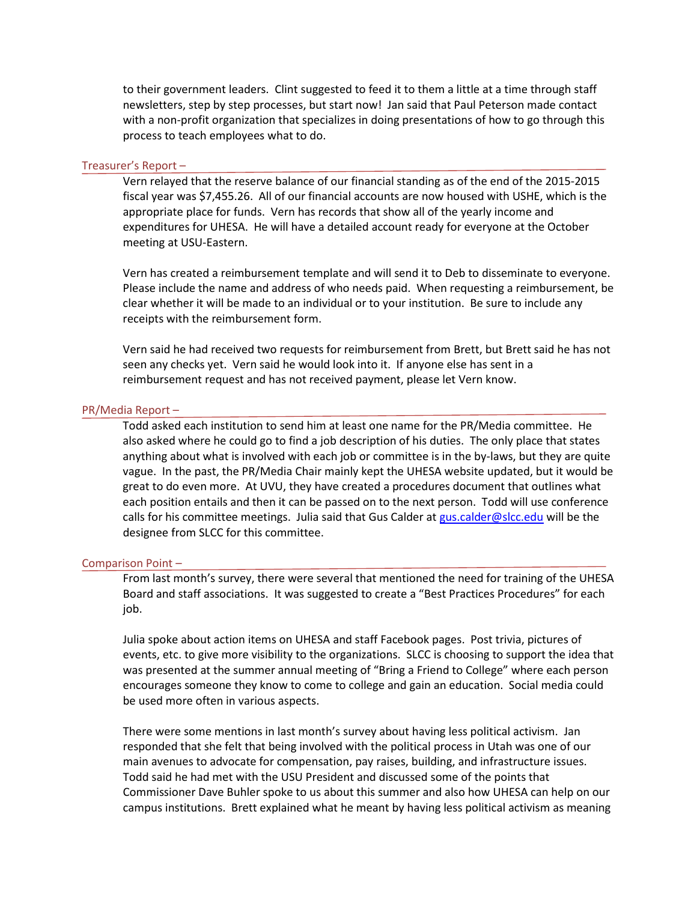to their government leaders. Clint suggested to feed it to them a little at a time through staff newsletters, step by step processes, but start now! Jan said that Paul Peterson made contact with a non-profit organization that specializes in doing presentations of how to go through this process to teach employees what to do.

## Treasurer's Report –

Vern relayed that the reserve balance of our financial standing as of the end of the 2015-2015 fiscal year was $7,455.26. All of our financial accounts are now housed with USHE, which is the appropriate place for funds. Vern has records that show all of the yearly income and expenditures for UHESA. He will have a detailed account ready for everyone at the October meeting at USU-Eastern.

Vern has created a reimbursement template and will send it to Deb to disseminate to everyone. Please include the name and address of who needs paid. When requesting a reimbursement, be clear whether it will be made to an individual or to your institution. Be sure to include any receipts with the reimbursement form.

Vern said he had received two requests for reimbursement from Brett, but Brett said he has not seen any checks yet. Vern said he would look into it. If anyone else has sent in a reimbursement request and has not received payment, please let Vern know.

## PR/Media Report –

Todd asked each institution to send him at least one name for the PR/Media committee. He also asked where he could go to find a job description of his duties. The only place that states anything about what is involved with each job or committee is in the by-laws, but they are quite vague. In the past, the PR/Media Chair mainly kept the UHESA website updated, but it would be great to do even more. At UVU, they have created a procedures document that outlines what each position entails and then it can be passed on to the next person. Todd will use conference calls for his committee meetings. Julia said that Gus Calder at gus.calder@slcc.edu will be the designee from SLCC for this committee.

## Comparison Point –

From last month's survey, there were several that mentioned the need for training of the UHESA Board and staff associations. It was suggested to create a "Best Practices Procedures" for each job.

Julia spoke about action items on UHESA and staff Facebook pages. Post trivia, pictures of events, etc. to give more visibility to the organizations. SLCC is choosing to support the idea that was presented at the summer annual meeting of "Bring a Friend to College" where each person encourages someone they know to come to college and gain an education. Social media could be used more often in various aspects.

There were some mentions in last month's survey about having less political activism. Jan responded that she felt that being involved with the political process in Utah was one of our main avenues to advocate for compensation, pay raises, building, and infrastructure issues. Todd said he had met with the USU President and discussed some of the points that Commissioner Dave Buhler spoke to us about this summer and also how UHESA can help on our campus institutions. Brett explained what he meant by having less political activism as meaning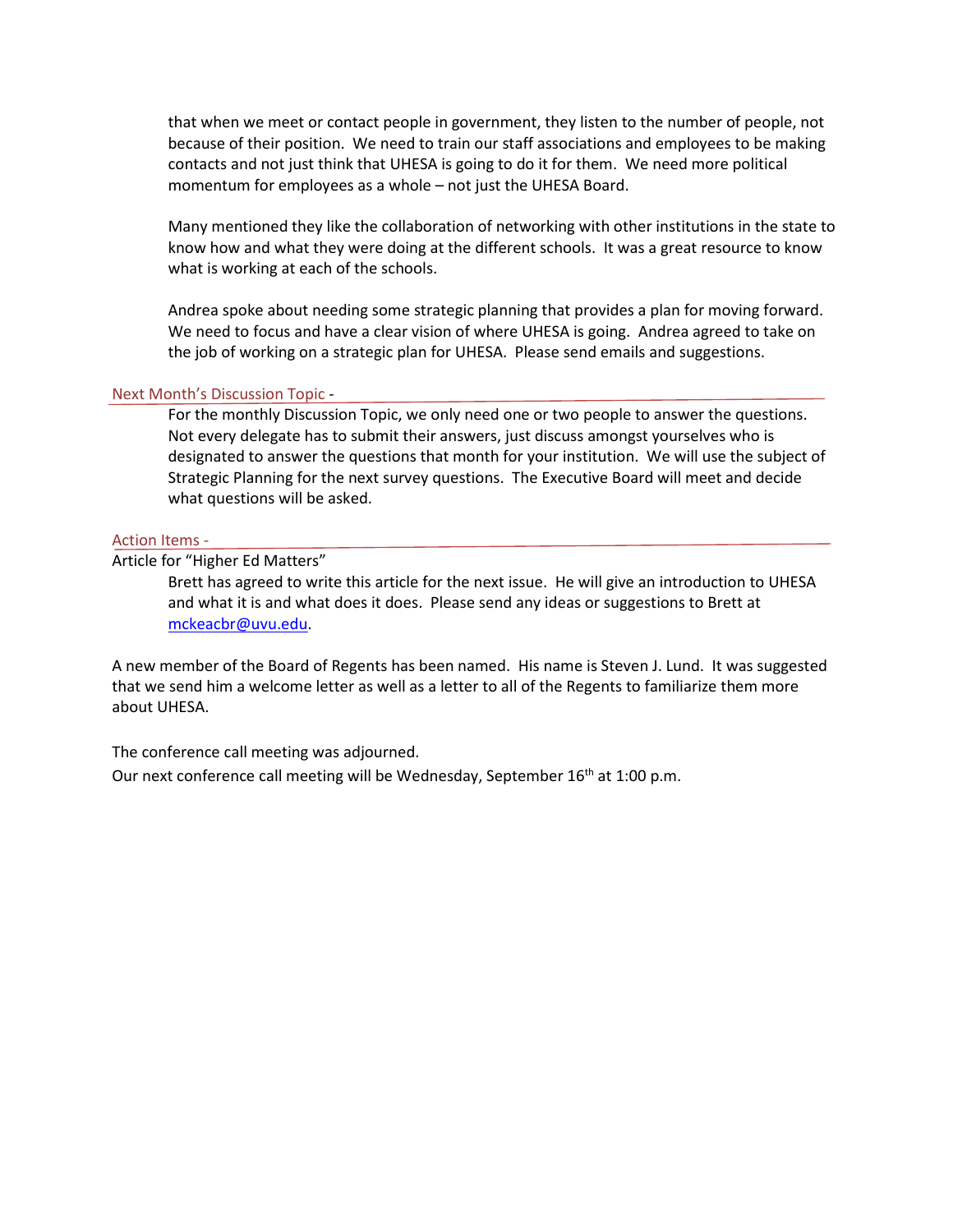that when we meet or contact people in government, they listen to the number of people, not because of their position. We need to train our staff associations and employees to be making contacts and not just think that UHESA is going to do it for them. We need more political momentum for employees as a whole – not just the UHESA Board.

Many mentioned they like the collaboration of networking with other institutions in the state to know how and what they were doing at the different schools. It was a great resource to know what is working at each of the schools.

Andrea spoke about needing some strategic planning that provides a plan for moving forward. We need to focus and have a clear vision of where UHESA is going. Andrea agreed to take on the job of working on a strategic plan for UHESA. Please send emails and suggestions.

## Next Month's Discussion Topic -

For the monthly Discussion Topic, we only need one or two people to answer the questions. Not every delegate has to submit their answers, just discuss amongst yourselves who is designated to answer the questions that month for your institution. We will use the subject of Strategic Planning for the next survey questions. The Executive Board will meet and decide what questions will be asked.

## Action Items -

Article for "Higher Ed Matters"

Brett has agreed to write this article for the next issue. He will give an introduction to UHESA and what it is and what does it does. Please send any ideas or suggestions to Brett at mckeacbr@uvu.edu.

A new member of the Board of Regents has been named. His name is Steven J. Lund. It was suggested that we send him a welcome letter as well as a letter to all of the Regents to familiarize them more about UHESA.

The conference call meeting was adjourned.
Our next conference call meeting will be Wednesday, September 16th at 1:00 p.m.